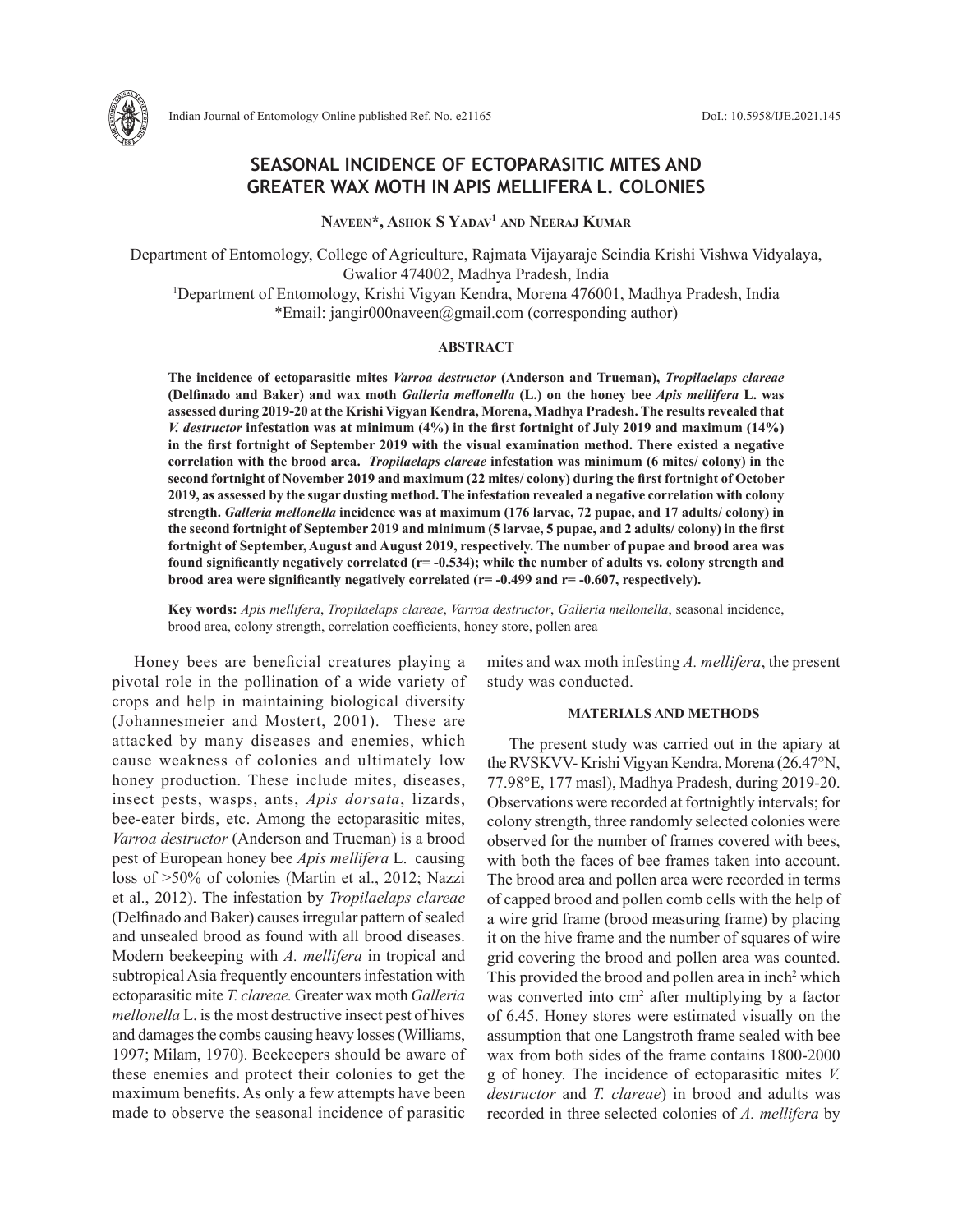# SEASONAL INCIDENCE OF ECTOPARASITIC MITES AND GREATER WAX MOTH IN APIS MELLIFERA L. COLONIES

**Naveen\*, Ashok S Yadav[1] and Neeraj Kumar**

Department of Entomology, College of Agriculture, Rajmata Vijayaraje Scindia Krishi Vishwa Vidyalaya, Gwalior 474002, Madhya Pradesh, India

[1]Department of Entomology, Krishi Vigyan Kendra, Morena 476001, Madhya Pradesh, India

\*Email: jangir000naveen@gmail.com (corresponding author)

## ABSTRACT

**The incidence of ectoparasitic mites *Varroa destructor* (Anderson and Trueman), *Tropilaelaps clareae* (Delfinado and Baker) and wax moth *Galleria mellonella* (L.) on the honey bee *Apis mellifera* L. was assessed during 2019-20 at the Krishi Vigyan Kendra, Morena, Madhya Pradesh. The results revealed that *V. destructor* infestation was at minimum (4%) in the first fortnight of July 2019 and maximum (14%) in the first fortnight of September 2019 with the visual examination method. There existed a negative correlation with the brood area. *Tropilaelaps clareae* infestation was minimum (6 mites/ colony) in the second fortnight of November 2019 and maximum (22 mites/ colony) during the first fortnight of October 2019, as assessed by the sugar dusting method. The infestation revealed a negative correlation with colony strength. *Galleria mellonella* incidence was at maximum (176 larvae, 72 pupae, and 17 adults/ colony) in the second fortnight of September 2019 and minimum (5 larvae, 5 pupae, and 2 adults/ colony) in the first fortnight of September, August and August 2019, respectively. The number of pupae and brood area was found significantly negatively correlated (r= -0.534); while the number of adults vs. colony strength and brood area were significantly negatively correlated (r= -0.499 and r= -0.607, respectively).**

**Key words:** *Apis mellifera*, *Tropilaelaps clareae*, *Varroa destructor*, *Galleria mellonella*, seasonal incidence, brood area, colony strength, correlation coefficients, honey store, pollen area

Honey bees are beneficial creatures playing a pivotal role in the pollination of a wide variety of crops and help in maintaining biological diversity (Johannesmeier and Mostert, 2001). These are attacked by many diseases and enemies, which cause weakness of colonies and ultimately low honey production. These include mites, diseases, insect pests, wasps, ants, *Apis dorsata*, lizards, bee-eater birds, etc. Among the ectoparasitic mites, *Varroa destructor* (Anderson and Trueman) is a brood pest of European honey bee *Apis mellifera* L. causing loss of >50% of colonies (Martin et al., 2012; Nazzi et al., 2012). The infestation by *Tropilaelaps clareae* (Delfinado and Baker) causes irregular pattern of sealed and unsealed brood as found with all brood diseases. Modern beekeeping with *A. mellifera* in tropical and subtropical Asia frequently encounters infestation with ectoparasitic mite *T. clareae.* Greater wax moth *Galleria mellonella* L. is the most destructive insect pest of hives and damages the combs causing heavy losses (Williams, 1997; Milam, 1970). Beekeepers should be aware of these enemies and protect their colonies to get the maximum benefits. As only a few attempts have been made to observe the seasonal incidence of parasitic mites and wax moth infesting *A. mellifera*, the present study was conducted.

## MATERIALS AND METHODS

The present study was carried out in the apiary at the RVSKVV- Krishi Vigyan Kendra, Morena (26.47°N, 77.98°E, 177 masl), Madhya Pradesh, during 2019-20. Observations were recorded at fortnightly intervals; for colony strength, three randomly selected colonies were observed for the number of frames covered with bees, with both the faces of bee frames taken into account. The brood area and pollen area were recorded in terms of capped brood and pollen comb cells with the help of a wire grid frame (brood measuring frame) by placing it on the hive frame and the number of squares of wire grid covering the brood and pollen area was counted. This provided the brood and pollen area in $inch^2$ which was converted into $cm^2$ after multiplying by a factor of 6.45. Honey stores were estimated visually on the assumption that one Langstroth frame sealed with bee wax from both sides of the frame contains 1800-2000 g of honey. The incidence of ectoparasitic mites *V. destructor* and *T. clareae*) in brood and adults was recorded in three selected colonies of *A. mellifera* by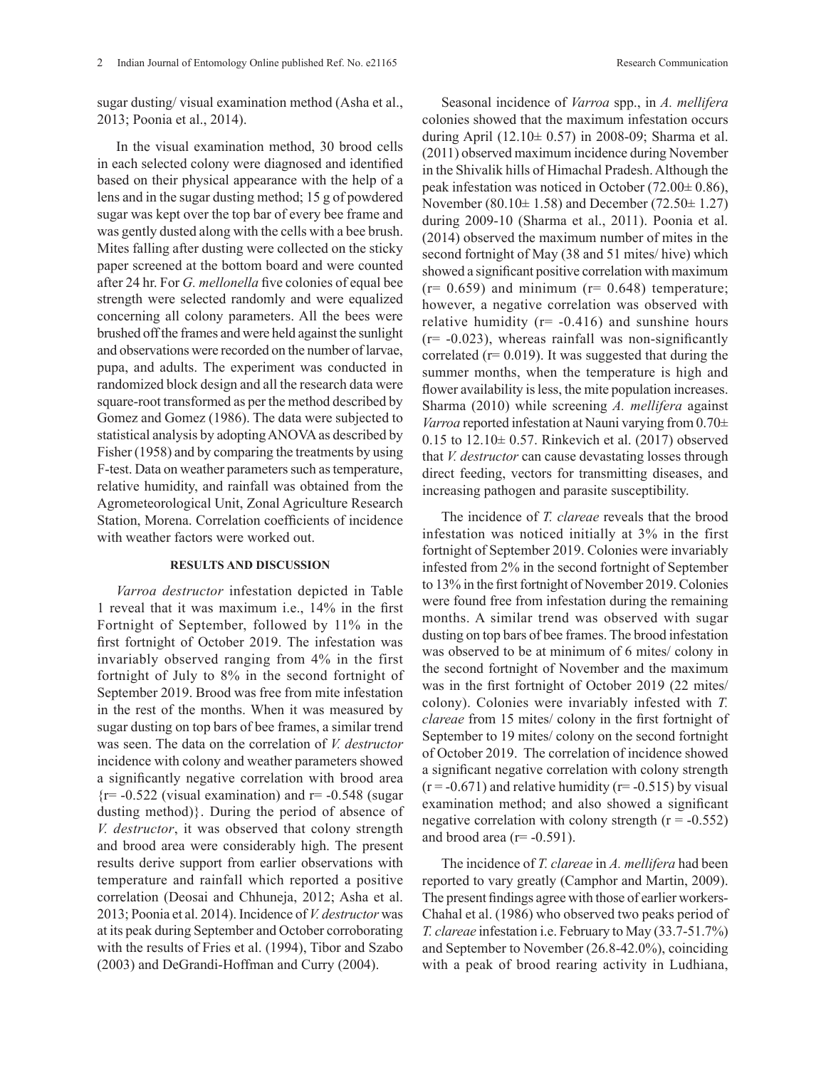sugar dusting/ visual examination method (Asha et al., 2013; Poonia et al., 2014).

In the visual examination method, 30 brood cells in each selected colony were diagnosed and identified based on their physical appearance with the help of a lens and in the sugar dusting method; 15 g of powdered sugar was kept over the top bar of every bee frame and was gently dusted along with the cells with a bee brush. Mites falling after dusting were collected on the sticky paper screened at the bottom board and were counted after 24 hr. For *G. mellonella* five colonies of equal bee strength were selected randomly and were equalized concerning all colony parameters. All the bees were brushed off the frames and were held against the sunlight and observations were recorded on the number of larvae, pupa, and adults. The experiment was conducted in randomized block design and all the research data were square-root transformed as per the method described by Gomez and Gomez (1986). The data were subjected to statistical analysis by adopting ANOVA as described by Fisher (1958) and by comparing the treatments by using F-test. Data on weather parameters such as temperature, relative humidity, and rainfall was obtained from the Agrometeorological Unit, Zonal Agriculture Research Station, Morena. Correlation coefficients of incidence with weather factors were worked out.

## RESULTS AND DISCUSSION

*Varroa destructor* infestation depicted in Table 1 reveal that it was maximum i.e., 14% in the first Fortnight of September, followed by 11% in the first fortnight of October 2019. The infestation was invariably observed ranging from 4% in the first fortnight of July to 8% in the second fortnight of September 2019. Brood was free from mite infestation in the rest of the months. When it was measured by sugar dusting on top bars of bee frames, a similar trend was seen. The data on the correlation of *V. destructor* incidence with colony and weather parameters showed a significantly negative correlation with brood area {r= -0.522 (visual examination) and r= -0.548 (sugar dusting method)}. During the period of absence of *V. destructor*, it was observed that colony strength and brood area were considerably high. The present results derive support from earlier observations with temperature and rainfall which reported a positive correlation (Deosai and Chhuneja, 2012; Asha et al. 2013; Poonia et al. 2014). Incidence of *V. destructor* was at its peak during September and October corroborating with the results of Fries et al. (1994), Tibor and Szabo (2003) and DeGrandi-Hoffman and Curry (2004).

Seasonal incidence of *Varroa* spp., in *A. mellifera* colonies showed that the maximum infestation occurs during April (12.10± 0.57) in 2008-09; Sharma et al. (2011) observed maximum incidence during November in the Shivalik hills of Himachal Pradesh. Although the peak infestation was noticed in October (72.00± 0.86), November (80.10± 1.58) and December (72.50± 1.27) during 2009-10 (Sharma et al., 2011). Poonia et al. (2014) observed the maximum number of mites in the second fortnight of May (38 and 51 mites/ hive) which showed a significant positive correlation with maximum (r= 0.659) and minimum (r= 0.648) temperature; however, a negative correlation was observed with relative humidity (r= -0.416) and sunshine hours (r= -0.023), whereas rainfall was non-significantly correlated (r= 0.019). It was suggested that during the summer months, when the temperature is high and flower availability is less, the mite population increases. Sharma (2010) while screening *A. mellifera* against *Varroa* reported infestation at Nauni varying from 0.70± 0.15 to 12.10± 0.57. Rinkevich et al. (2017) observed that *V. destructor* can cause devastating losses through direct feeding, vectors for transmitting diseases, and increasing pathogen and parasite susceptibility.

The incidence of *T. clareae* reveals that the brood infestation was noticed initially at 3% in the first fortnight of September 2019. Colonies were invariably infested from 2% in the second fortnight of September to 13% in the first fortnight of November 2019. Colonies were found free from infestation during the remaining months. A similar trend was observed with sugar dusting on top bars of bee frames. The brood infestation was observed to be at minimum of 6 mites/ colony in the second fortnight of November and the maximum was in the first fortnight of October 2019 (22 mites/ colony). Colonies were invariably infested with *T. clareae* from 15 mites/ colony in the first fortnight of September to 19 mites/ colony on the second fortnight of October 2019. The correlation of incidence showed a significant negative correlation with colony strength (r = -0.671) and relative humidity (r= -0.515) by visual examination method; and also showed a significant negative correlation with colony strength (r = -0.552) and brood area (r= -0.591).

The incidence of *T. clareae* in *A. mellifera* had been reported to vary greatly (Camphor and Martin, 2009). The present findings agree with those of earlier workers- Chahal et al. (1986) who observed two peaks period of *T. clareae* infestation i.e. February to May (33.7-51.7%) and September to November (26.8-42.0%), coinciding with a peak of brood rearing activity in Ludhiana,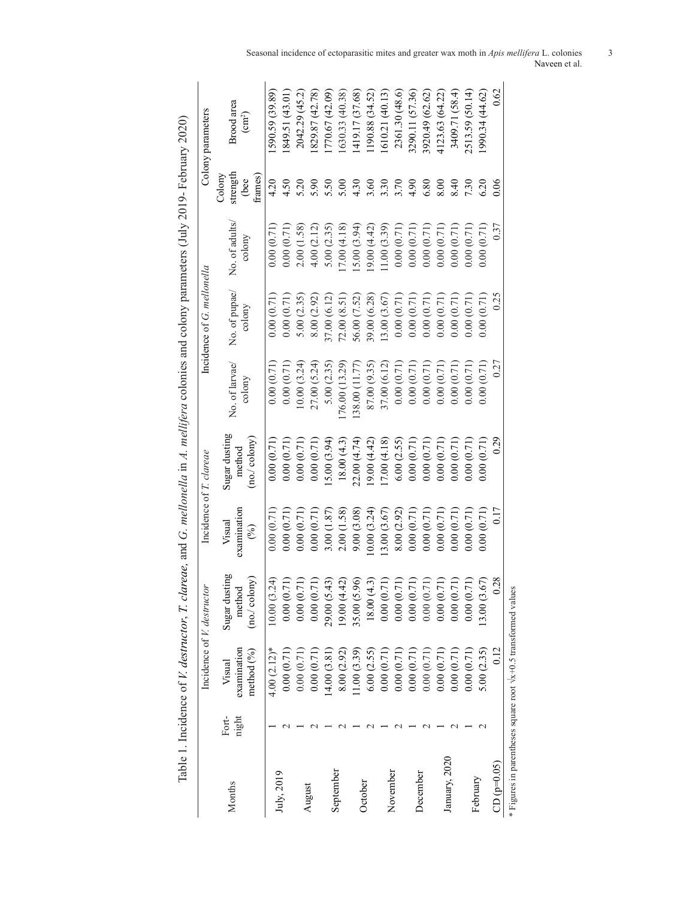Table 1. Incidence of *V. destructor*, *T. clareae*, and *G. mellonella* in *A. mellifera* colonies and colony parameters (July 2019- February 2020)

| Months | Fort-night | Incidence of *V. destructor* | | Incidence of *T. clareae* | | Incidence of *G. mellonella* | | | Colony parameters | |
|---|---|---|---|---|---|---|---|---|---|---|
| | | Visual examination method (%) | Sugar dusting method (no./ colony) | Visual examination (%) | Sugar dusting method (no./ colony) | No. of larvae/ colony | No. of pupae/ colony | No. of adults/ colony | Colony strength (bee frames) | Brood area ($cm^2$) |
| July, 2019 | 1 | 4.00 (2.12)* | 10.00 (3.24) | 0.00 (0.71) | 0.00 (0.71) | 0.00 (0.71) | 0.00 (0.71) | 0.00 (0.71) | 4.20 | 1590.59 (39.89) |
| | 2 | 0.00 (0.71) | 0.00 (0.71) | 0.00 (0.71) | 0.00 (0.71) | 0.00 (0.71) | 0.00 (0.71) | 0.00 (0.71) | 4.50 | 1849.51 (43.01) |
| August | 1 | 0.00 (0.71) | 0.00 (0.71) | 0.00 (0.71) | 0.00 (0.71) | 10.00 (3.24) | 5.00 (2.35) | 2.00 (1.58) | 5.20 | 2042.29 (45.2) |
| | 2 | 0.00 (0.71) | 0.00 (0.71) | 0.00 (0.71) | 0.00 (0.71) | 27.00 (5.24) | 8.00 (2.92) | 4.00 (2.12) | 5.90 | 1829.87 (42.78) |
| September | 1 | 14.00 (3.81) | 29.00 (5.43) | 3.00 (1.87) | 15.00 (3.94) | 5.00 (2.35) | 37.00 (6.12) | 5.00 (2.35) | 5.50 | 1770.67 (42.09) |
| | 2 | 8.00 (2.92) | 19.00 (4.42) | 2.00 (1.58) | 18.00 (4.3) | 176.00 (13.29) | 72.00 (8.51) | 17.00 (4.18) | 5.00 | 1630.33 (40.38) |
| October | 1 | 11.00 (3.39) | 35.00 (5.96) | 9.00 (3.08) | 22.00 (4.74) | 138.00 (11.77) | 56.00 (7.52) | 15.00 (3.94) | 4.30 | 1419.17 (37.68) |
| | 2 | 6.00 (2.55) | 18.00 (4.3) | 10.00 (3.24) | 19.00 (4.42) | 87.00 (9.35) | 39.00 (6.28) | 19.00 (4.42) | 3.60 | 1190.88 (34.52) |
| November | 1 | 0.00 (0.71) | 0.00 (0.71) | 13.00 (3.67) | 17.00 (4.18) | 37.00 (6.12) | 13.00 (3.67) | 11.00 (3.39) | 3.30 | 1610.21 (40.13) |
| | 2 | 0.00 (0.71) | 0.00 (0.71) | 8.00 (2.92) | 6.00 (2.55) | 0.00 (0.71) | 0.00 (0.71) | 0.00 (0.71) | 3.70 | 2361.30 (48.6) |
| December | 1 | 0.00 (0.71) | 0.00 (0.71) | 0.00 (0.71) | 0.00 (0.71) | 0.00 (0.71) | 0.00 (0.71) | 0.00 (0.71) | 4.90 | 3290.11 (57.36) |
| | 2 | 0.00 (0.71) | 0.00 (0.71) | 0.00 (0.71) | 0.00 (0.71) | 0.00 (0.71) | 0.00 (0.71) | 0.00 (0.71) | 6.80 | 3920.49 (62.62) |
| January, 2020 | 1 | 0.00 (0.71) | 0.00 (0.71) | 0.00 (0.71) | 0.00 (0.71) | 0.00 (0.71) | 0.00 (0.71) | 0.00 (0.71) | 8.00 | 4123.63 (64.22) |
| | 2 | 0.00 (0.71) | 0.00 (0.71) | 0.00 (0.71) | 0.00 (0.71) | 0.00 (0.71) | 0.00 (0.71) | 0.00 (0.71) | 8.40 | 3409.71 (58.4) |
| February | 1 | 0.00 (0.71) | 0.00 (0.71) | 0.00 (0.71) | 0.00 (0.71) | 0.00 (0.71) | 0.00 (0.71) | 0.00 (0.71) | 7.30 | 2513.59 (50.14) |
| | 2 | 5.00 (2.35) | 13.00 (3.67) | 0.00 (0.71) | 0.00 (0.71) | 0.00 (0.71) | 0.00 (0.71) | 0.00 (0.71) | 6.20 | 1990.34 (44.62) |
| CD (p=0.05) | | 0.12 | 0.28 | 0.17 | 0.29 | 0.27 | 0.25 | 0.37 | 0.06 | 0.62 |

* Figures in parentheses square root $\sqrt{x+0.5}$ transformed values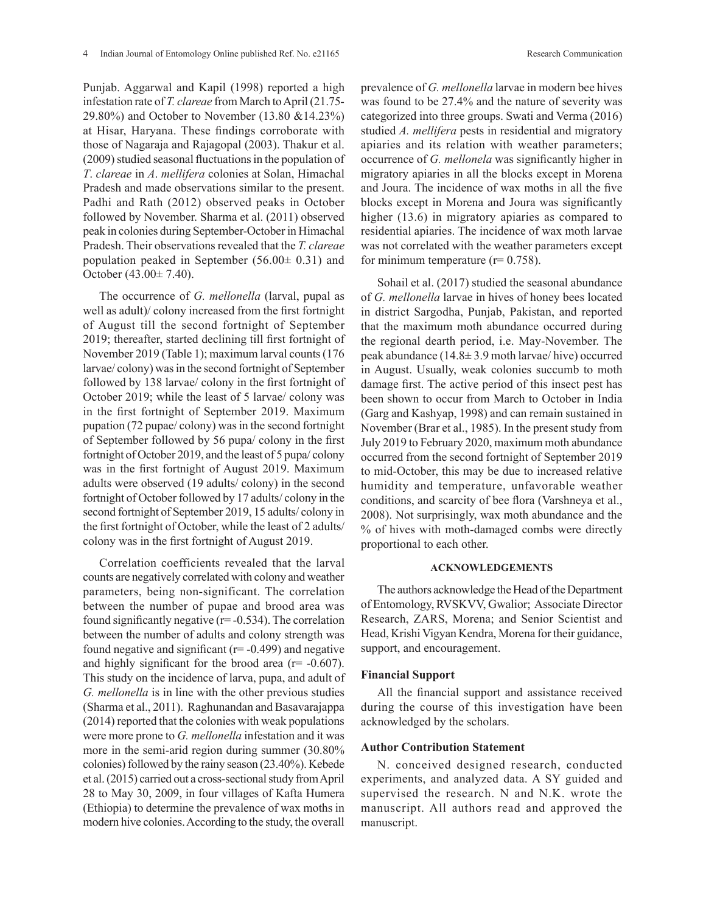Punjab. Aggarwal and Kapil (1998) reported a high infestation rate of *T. clareae* from March to April (21.75-29.80%) and October to November (13.80 &14.23%) at Hisar, Haryana. These findings corroborate with those of Nagaraja and Rajagopal (2003). Thakur et al. (2009) studied seasonal fluctuations in the population of *T*. *clareae* in *A*. *mellifera* colonies at Solan, Himachal Pradesh and made observations similar to the present. Padhi and Rath (2012) observed peaks in October followed by November. Sharma et al. (2011) observed peak in colonies during September-October in Himachal Pradesh. Their observations revealed that the *T. clareae* population peaked in September (56.00± 0.31) and October (43.00± 7.40).

The occurrence of *G. mellonella* (larval, pupal as well as adult)/ colony increased from the first fortnight of August till the second fortnight of September 2019; thereafter, started declining till first fortnight of November 2019 (Table 1); maximum larval counts (176 larvae/ colony) was in the second fortnight of September followed by 138 larvae/ colony in the first fortnight of October 2019; while the least of 5 larvae/ colony was in the first fortnight of September 2019. Maximum pupation (72 pupae/ colony) was in the second fortnight of September followed by 56 pupa/ colony in the first fortnight of October 2019, and the least of 5 pupa/ colony was in the first fortnight of August 2019. Maximum adults were observed (19 adults/ colony) in the second fortnight of October followed by 17 adults/ colony in the second fortnight of September 2019, 15 adults/ colony in the first fortnight of October, while the least of 2 adults/ colony was in the first fortnight of August 2019.

Correlation coefficients revealed that the larval counts are negatively correlated with colony and weather parameters, being non-significant. The correlation between the number of pupae and brood area was found significantly negative (r= -0.534). The correlation between the number of adults and colony strength was found negative and significant (r= -0.499) and negative and highly significant for the brood area (r= -0.607). This study on the incidence of larva, pupa, and adult of *G. mellonella* is in line with the other previous studies (Sharma et al., 2011). Raghunandan and Basavarajappa (2014) reported that the colonies with weak populations were more prone to *G. mellonella* infestation and it was more in the semi-arid region during summer (30.80% colonies) followed by the rainy season (23.40%). Kebede et al. (2015) carried out a cross-sectional study from April 28 to May 30, 2009, in four villages of Kafta Humera (Ethiopia) to determine the prevalence of wax moths in modern hive colonies. According to the study, the overall prevalence of *G. mellonella* larvae in modern bee hives was found to be 27.4% and the nature of severity was categorized into three groups. Swati and Verma (2016) studied *A. mellifera* pests in residential and migratory apiaries and its relation with weather parameters; occurrence of *G. mellonela* was significantly higher in migratory apiaries in all the blocks except in Morena and Joura. The incidence of wax moths in all the five blocks except in Morena and Joura was significantly higher (13.6) in migratory apiaries as compared to residential apiaries. The incidence of wax moth larvae was not correlated with the weather parameters except for minimum temperature (r= 0.758).

Sohail et al. (2017) studied the seasonal abundance of *G. mellonella* larvae in hives of honey bees located in district Sargodha, Punjab, Pakistan, and reported that the maximum moth abundance occurred during the regional dearth period, i.e. May-November. The peak abundance (14.8± 3.9 moth larvae/ hive) occurred in August. Usually, weak colonies succumb to moth damage first. The active period of this insect pest has been shown to occur from March to October in India (Garg and Kashyap, 1998) and can remain sustained in November (Brar et al., 1985). In the present study from July 2019 to February 2020, maximum moth abundance occurred from the second fortnight of September 2019 to mid-October, this may be due to increased relative humidity and temperature, unfavorable weather conditions, and scarcity of bee flora (Varshneya et al., 2008). Not surprisingly, wax moth abundance and the % of hives with moth-damaged combs were directly proportional to each other.

## ACKNOWLEDGEMENTS

The authors acknowledge the Head of the Department of Entomology, RVSKVV, Gwalior; Associate Director Research, ZARS, Morena; and Senior Scientist and Head, Krishi Vigyan Kendra, Morena for their guidance, support, and encouragement.

### Financial Support

All the financial support and assistance received during the course of this investigation have been acknowledged by the scholars.

### Author Contribution Statement

N. conceived designed research, conducted experiments, and analyzed data. A SY guided and supervised the research. N and N.K. wrote the manuscript. All authors read and approved the manuscript.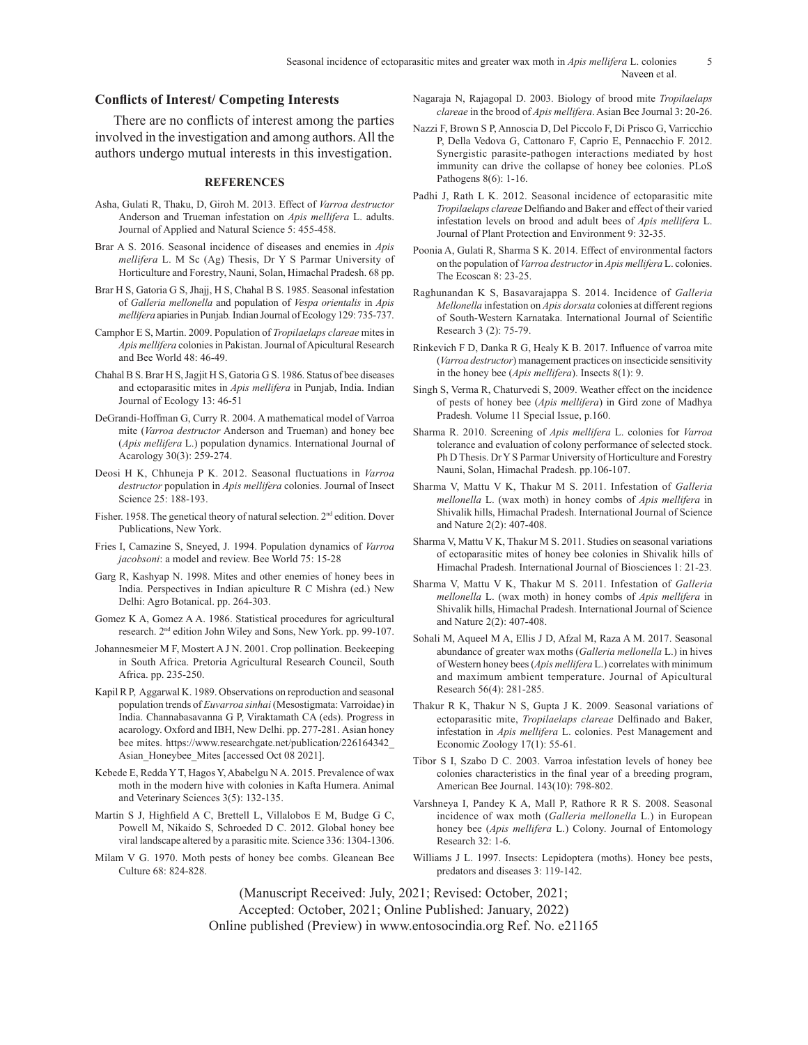## Conflicts of Interest/ Competing Interests

There are no conflicts of interest among the parties involved in the investigation and among authors. All the authors undergo mutual interests in this investigation.

### REFERENCES

Asha, Gulati R, Thaku, D, Giroh M. 2013. Effect of *Varroa destructor* Anderson and Trueman infestation on *Apis mellifera* L. adults. Journal of Applied and Natural Science 5: 455-458.

Brar A S. 2016. Seasonal incidence of diseases and enemies in *Apis mellifera* L. M Sc (Ag) Thesis, Dr Y S Parmar University of Horticulture and Forestry, Nauni, Solan, Himachal Pradesh. 68 pp.

Brar H S, Gatoria G S, Jhajj, H S, Chahal B S. 1985. Seasonal infestation of *Galleria mellonella* and population of *Vespa orientalis* in *Apis mellifera* apiaries in Punjab*.* Indian Journal of Ecology 129: 735-737.

Camphor E S, Martin. 2009. Population of *Tropilaelaps clareae* mites in *Apis mellifera* colonies in Pakistan. Journal of Apicultural Research and Bee World 48: 46-49.

Chahal B S. Brar H S, Jagjit H S, Gatoria G S. 1986. Status of bee diseases and ectoparasitic mites in *Apis mellifera* in Punjab, India. Indian Journal of Ecology 13: 46-51

DeGrandi-Hoffman G, Curry R. 2004. A mathematical model of Varroa mite (*Varroa destructor* Anderson and Trueman) and honey bee (*Apis mellifera* L.) population dynamics. International Journal of Acarology 30(3): 259-274.

Deosi H K, Chhuneja P K. 2012. Seasonal fluctuations in *Varroa destructor* population in *Apis mellifera* colonies. Journal of Insect Science 25: 188-193.

Fisher. 1958. The genetical theory of natural selection. 2nd edition. Dover Publications, New York.

Fries I, Camazine S, Sneyed, J. 1994. Population dynamics of *Varroa jacobsoni*: a model and review. Bee World 75: 15-28

Garg R, Kashyap N. 1998. Mites and other enemies of honey bees in India. Perspectives in Indian apiculture R C Mishra (ed.) New Delhi: Agro Botanical. pp. 264-303.

Gomez K A, Gomez A A. 1986. Statistical procedures for agricultural research. 2nd edition John Wiley and Sons, New York. pp. 99-107.

Johannesmeier M F, Mostert A J N. 2001. Crop pollination. Beekeeping in South Africa. Pretoria Agricultural Research Council, South Africa. pp. 235-250.

Kapil R P, Aggarwal K. 1989. Observations on reproduction and seasonal population trends of *Euvarroa sinhai* (Mesostigmata: Varroidae) in India. Channabasavanna G P, Viraktamath CA (eds). Progress in acarology. Oxford and IBH, New Delhi. pp. 277-281. Asian honey bee mites. https://www.researchgate.net/publication/226164342_Asian_Honeybee_Mites [accessed Oct 08 2021].

Kebede E, Redda Y T, Hagos Y, Ababelgu N A. 2015. Prevalence of wax moth in the modern hive with colonies in Kafta Humera. Animal and Veterinary Sciences 3(5): 132-135.

Martin S J, Highfield A C, Brettell L, Villalobos E M, Budge G C, Powell M, Nikaido S, Schroeded D C. 2012. Global honey bee viral landscape altered by a parasitic mite. Science 336: 1304-1306.

Milam V G. 1970. Moth pests of honey bee combs. Gleanean Bee Culture 68: 824-828.

Nagaraja N, Rajagopal D. 2003. Biology of brood mite *Tropilaelaps clareae* in the brood of *Apis mellifera*. Asian Bee Journal 3: 20-26.

Nazzi F, Brown S P, Annoscia D, Del Piccolo F, Di Prisco G, Varricchio P, Della Vedova G, Cattonaro F, Caprio E, Pennacchio F. 2012. Synergistic parasite-pathogen interactions mediated by host immunity can drive the collapse of honey bee colonies. PLoS Pathogens 8(6): 1-16.

Padhi J, Rath L K. 2012. Seasonal incidence of ectoparasitic mite *Tropilaelaps clareae* Delfiando and Baker and effect of their varied infestation levels on brood and adult bees of *Apis mellifera* L. Journal of Plant Protection and Environment 9: 32-35.

Poonia A, Gulati R, Sharma S K. 2014. Effect of environmental factors on the population of *Varroa destructor* in *Apis mellifera* L. colonies. The Ecoscan 8: 23-25.

Raghunandan K S, Basavarajappa S. 2014. Incidence of *Galleria Mellonella* infestation on *Apis dorsata* colonies at different regions of South-Western Karnataka. International Journal of Scientific Research 3 (2): 75-79.

Rinkevich F D, Danka R G, Healy K B. 2017. Influence of varroa mite (*Varroa destructor*) management practices on insecticide sensitivity in the honey bee (*Apis mellifera*). Insects 8(1): 9.

Singh S, Verma R, Chaturvedi S, 2009. Weather effect on the incidence of pests of honey bee (*Apis mellifera*) in Gird zone of Madhya Pradesh*.* Volume 11 Special Issue, p.160.

Sharma R. 2010. Screening of *Apis mellifera* L. colonies for *Varroa* tolerance and evaluation of colony performance of selected stock. Ph D Thesis. Dr Y S Parmar University of Horticulture and Forestry Nauni, Solan, Himachal Pradesh. pp.106-107.

Sharma V, Mattu V K, Thakur M S. 2011. Infestation of *Galleria mellonella* L. (wax moth) in honey combs of *Apis mellifera* in Shivalik hills, Himachal Pradesh. International Journal of Science and Nature 2(2): 407-408.

Sharma V, Mattu V K, Thakur M S. 2011. Studies on seasonal variations of ectoparasitic mites of honey bee colonies in Shivalik hills of Himachal Pradesh. International Journal of Biosciences 1: 21-23.

Sharma V, Mattu V K, Thakur M S. 2011. Infestation of *Galleria mellonella* L. (wax moth) in honey combs of *Apis mellifera* in Shivalik hills, Himachal Pradesh. International Journal of Science and Nature 2(2): 407-408.

Sohali M, Aqueel M A, Ellis J D, Afzal M, Raza A M. 2017. Seasonal abundance of greater wax moths (*Galleria mellonella* L.) in hives of Western honey bees (*Apis mellifera* L.) correlates with minimum and maximum ambient temperature. Journal of Apicultural Research 56(4): 281-285.

Thakur R K, Thakur N S, Gupta J K. 2009. Seasonal variations of ectoparasitic mite, *Tropilaelaps clareae* Delfinado and Baker, infestation in *Apis mellifera* L. colonies. Pest Management and Economic Zoology 17(1): 55-61.

Tibor S I, Szabo D C. 2003. Varroa infestation levels of honey bee colonies characteristics in the final year of a breeding program, American Bee Journal. 143(10): 798-802.

Varshneya I, Pandey K A, Mall P, Rathore R R S. 2008. Seasonal incidence of wax moth (*Galleria mellonella* L.) in European honey bee (*Apis mellifera* L.) Colony. Journal of Entomology Research 32: 1-6.

Williams J L. 1997. Insects: Lepidoptera (moths). Honey bee pests, predators and diseases 3: 119-142.

(Manuscript Received: July, 2021; Revised: October, 2021; Accepted: October, 2021; Online Published: January, 2022)
Online published (Preview) in www.entosocindia.org Ref. No. e21165